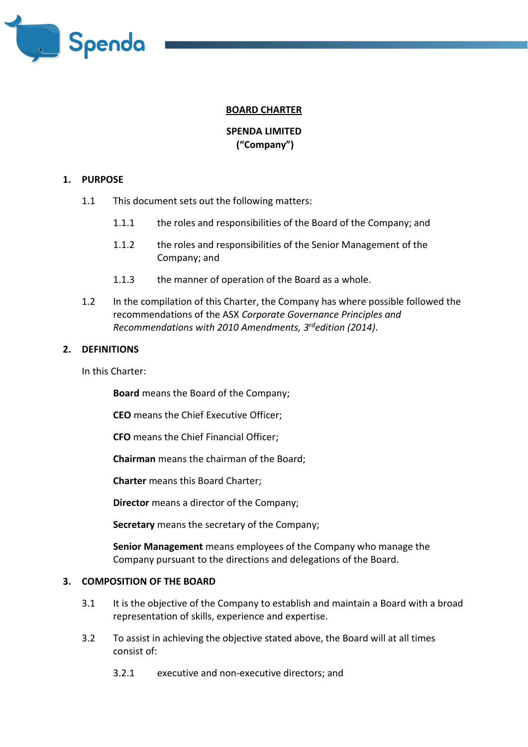# BOARD CHARTER

**SPENDA LIMITED**
**("Company")**

## 1. PURPOSE

1.1 This document sets out the following matters:

1.1.1 the roles and responsibilities of the Board of the Company; and

1.1.2 the roles and responsibilities of the Senior Management of the Company; and

1.1.3 the manner of operation of the Board as a whole.

1.2 In the compilation of this Charter, the Company has where possible followed the recommendations of the ASX *Corporate Governance Principles and Recommendations with 2010 Amendments, 3rd edition (2014)*.

## 2. DEFINITIONS

In this Charter:

**Board** means the Board of the Company;

**CEO** means the Chief Executive Officer;

**CFO** means the Chief Financial Officer;

**Chairman** means the chairman of the Board;

**Charter** means this Board Charter;

**Director** means a director of the Company;

**Secretary** means the secretary of the Company;

**Senior Management** means employees of the Company who manage the Company pursuant to the directions and delegations of the Board.

## 3. COMPOSITION OF THE BOARD

3.1 It is the objective of the Company to establish and maintain a Board with a broad representation of skills, experience and expertise.

3.2 To assist in achieving the objective stated above, the Board will at all times consist of:

3.2.1 executive and non-executive directors; and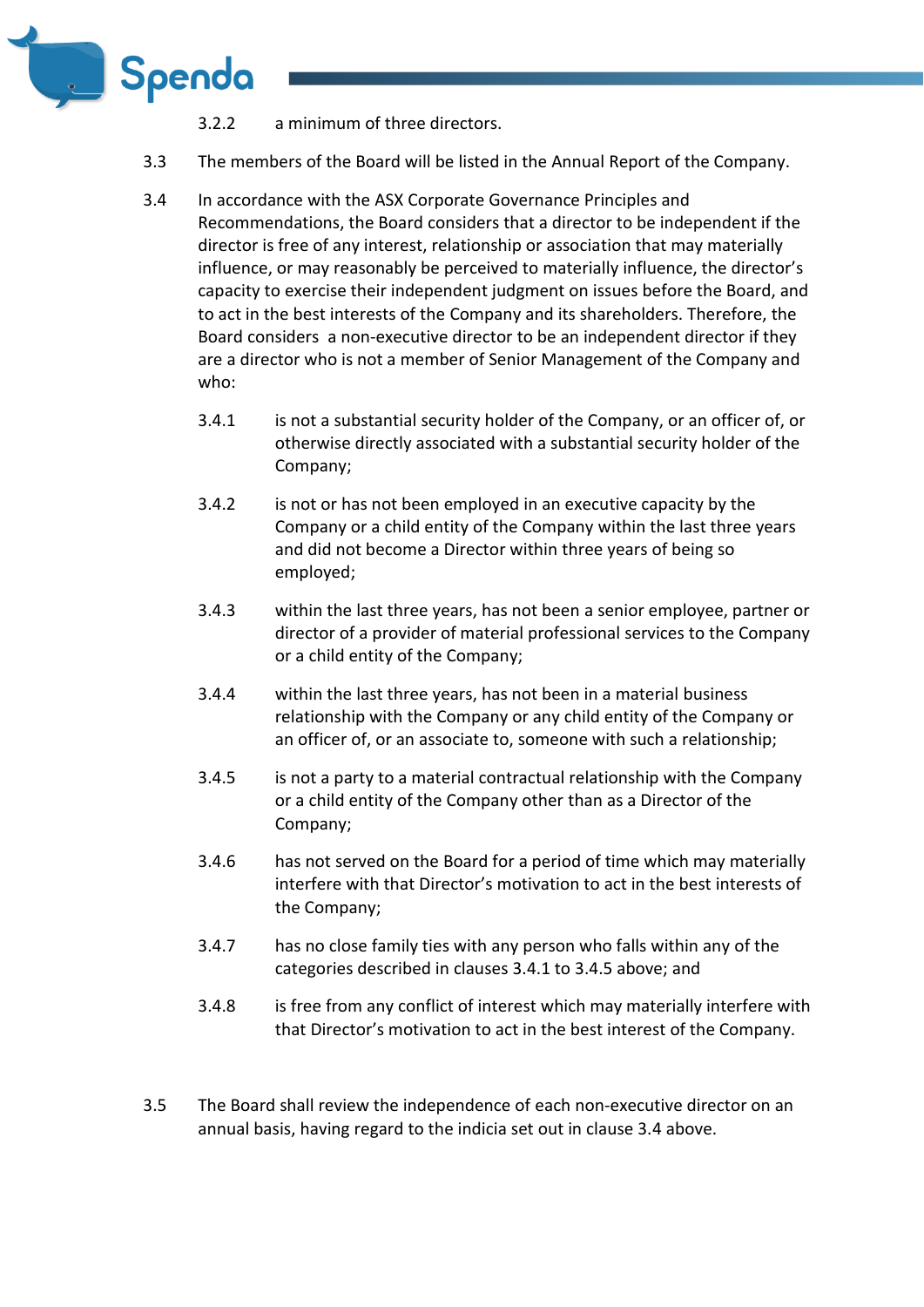3.2.2 a minimum of three directors.

3.3 The members of the Board will be listed in the Annual Report of the Company.

3.4 In accordance with the ASX Corporate Governance Principles and Recommendations, the Board considers that a director to be independent if the director is free of any interest, relationship or association that may materially influence, or may reasonably be perceived to materially influence, the director's capacity to exercise their independent judgment on issues before the Board, and to act in the best interests of the Company and its shareholders. Therefore, the Board considers a non-executive director to be an independent director if they are a director who is not a member of Senior Management of the Company and who:

3.4.1 is not a substantial security holder of the Company, or an officer of, or otherwise directly associated with a substantial security holder of the Company;

3.4.2 is not or has not been employed in an executive capacity by the Company or a child entity of the Company within the last three years and did not become a Director within three years of being so employed;

3.4.3 within the last three years, has not been a senior employee, partner or director of a provider of material professional services to the Company or a child entity of the Company;

3.4.4 within the last three years, has not been in a material business relationship with the Company or any child entity of the Company or an officer of, or an associate to, someone with such a relationship;

3.4.5 is not a party to a material contractual relationship with the Company or a child entity of the Company other than as a Director of the Company;

3.4.6 has not served on the Board for a period of time which may materially interfere with that Director's motivation to act in the best interests of the Company;

3.4.7 has no close family ties with any person who falls within any of the categories described in clauses 3.4.1 to 3.4.5 above; and

3.4.8 is free from any conflict of interest which may materially interfere with that Director's motivation to act in the best interest of the Company.

3.5 The Board shall review the independence of each non-executive director on an annual basis, having regard to the indicia set out in clause 3.4 above.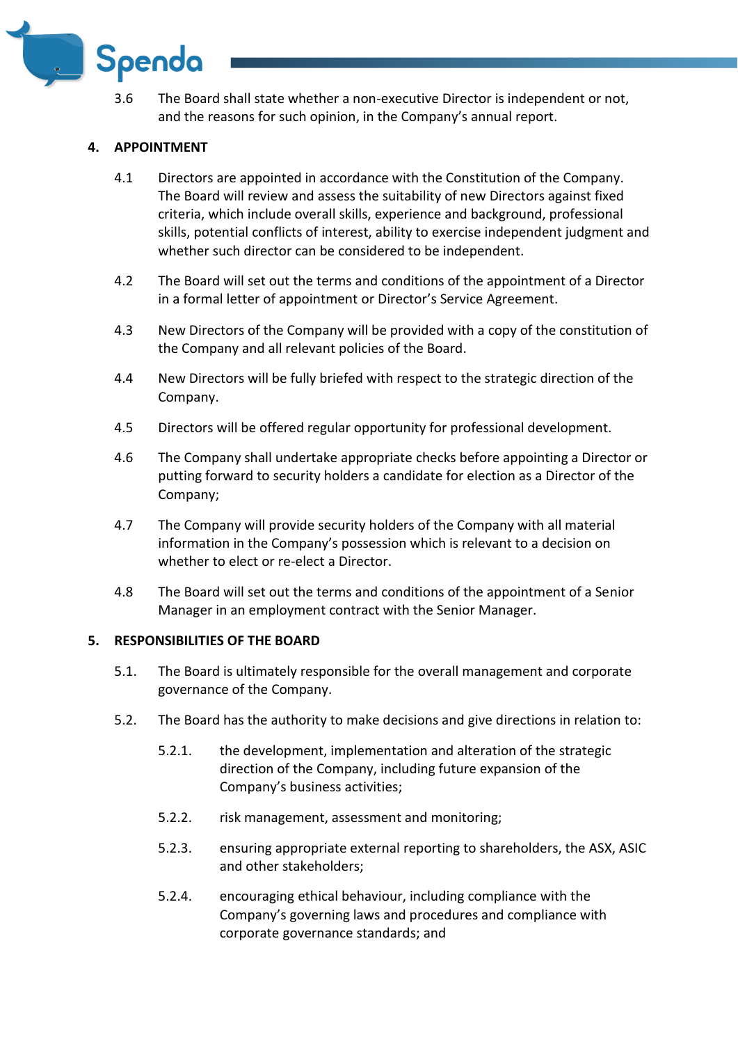3.6 The Board shall state whether a non-executive Director is independent or not, and the reasons for such opinion, in the Company's annual report.

## 4. APPOINTMENT

4.1 Directors are appointed in accordance with the Constitution of the Company. The Board will review and assess the suitability of new Directors against fixed criteria, which include overall skills, experience and background, professional skills, potential conflicts of interest, ability to exercise independent judgment and whether such director can be considered to be independent.

4.2 The Board will set out the terms and conditions of the appointment of a Director in a formal letter of appointment or Director's Service Agreement.

4.3 New Directors of the Company will be provided with a copy of the constitution of the Company and all relevant policies of the Board.

4.4 New Directors will be fully briefed with respect to the strategic direction of the Company.

4.5 Directors will be offered regular opportunity for professional development.

4.6 The Company shall undertake appropriate checks before appointing a Director or putting forward to security holders a candidate for election as a Director of the Company;

4.7 The Company will provide security holders of the Company with all material information in the Company's possession which is relevant to a decision on whether to elect or re-elect a Director.

4.8 The Board will set out the terms and conditions of the appointment of a Senior Manager in an employment contract with the Senior Manager.

## 5. RESPONSIBILITIES OF THE BOARD

5.1. The Board is ultimately responsible for the overall management and corporate governance of the Company.

5.2. The Board has the authority to make decisions and give directions in relation to:

5.2.1. the development, implementation and alteration of the strategic direction of the Company, including future expansion of the Company's business activities;

5.2.2. risk management, assessment and monitoring;

5.2.3. ensuring appropriate external reporting to shareholders, the ASX, ASIC and other stakeholders;

5.2.4. encouraging ethical behaviour, including compliance with the Company's governing laws and procedures and compliance with corporate governance standards; and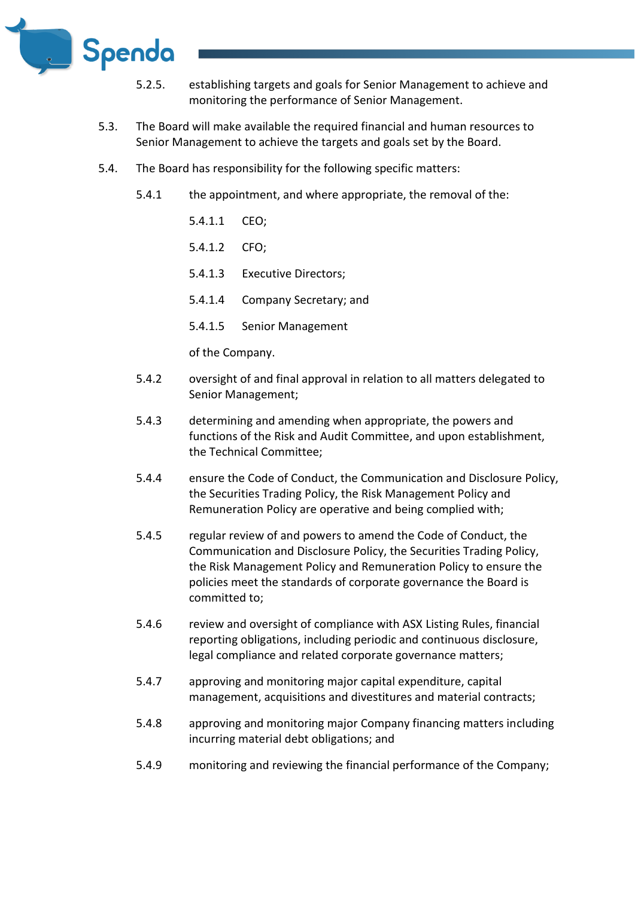5.2.5. establishing targets and goals for Senior Management to achieve and monitoring the performance of Senior Management.

5.3. The Board will make available the required financial and human resources to Senior Management to achieve the targets and goals set by the Board.

5.4. The Board has responsibility for the following specific matters:

5.4.1 the appointment, and where appropriate, the removal of the:

5.4.1.1 CEO;

5.4.1.2 CFO;

5.4.1.3 Executive Directors;

5.4.1.4 Company Secretary; and

5.4.1.5 Senior Management

of the Company.

5.4.2 oversight of and final approval in relation to all matters delegated to Senior Management;

5.4.3 determining and amending when appropriate, the powers and functions of the Risk and Audit Committee, and upon establishment, the Technical Committee;

5.4.4 ensure the Code of Conduct, the Communication and Disclosure Policy, the Securities Trading Policy, the Risk Management Policy and Remuneration Policy are operative and being complied with;

5.4.5 regular review of and powers to amend the Code of Conduct, the Communication and Disclosure Policy, the Securities Trading Policy, the Risk Management Policy and Remuneration Policy to ensure the policies meet the standards of corporate governance the Board is committed to;

5.4.6 review and oversight of compliance with ASX Listing Rules, financial reporting obligations, including periodic and continuous disclosure, legal compliance and related corporate governance matters;

5.4.7 approving and monitoring major capital expenditure, capital management, acquisitions and divestitures and material contracts;

5.4.8 approving and monitoring major Company financing matters including incurring material debt obligations; and

5.4.9 monitoring and reviewing the financial performance of the Company;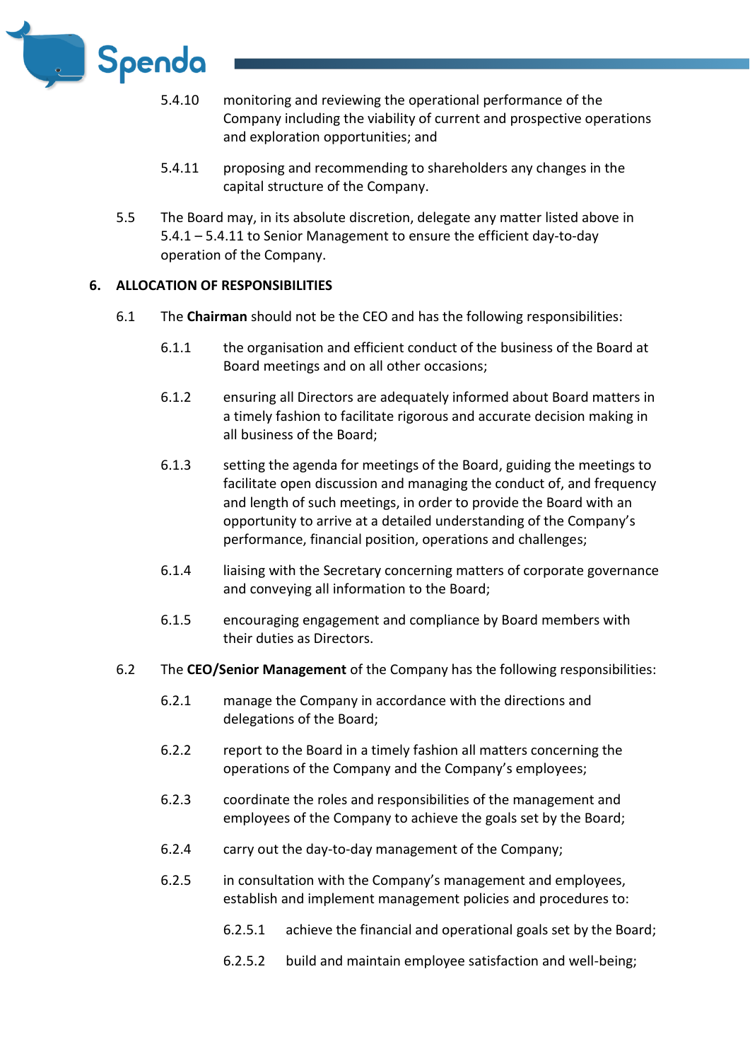5.4.10 monitoring and reviewing the operational performance of the Company including the viability of current and prospective operations and exploration opportunities; and

5.4.11 proposing and recommending to shareholders any changes in the capital structure of the Company.

5.5 The Board may, in its absolute discretion, delegate any matter listed above in 5.4.1 – 5.4.11 to Senior Management to ensure the efficient day-to-day operation of the Company.

## 6. ALLOCATION OF RESPONSIBILITIES

6.1 The **Chairman** should not be the CEO and has the following responsibilities:

6.1.1 the organisation and efficient conduct of the business of the Board at Board meetings and on all other occasions;

6.1.2 ensuring all Directors are adequately informed about Board matters in a timely fashion to facilitate rigorous and accurate decision making in all business of the Board;

6.1.3 setting the agenda for meetings of the Board, guiding the meetings to facilitate open discussion and managing the conduct of, and frequency and length of such meetings, in order to provide the Board with an opportunity to arrive at a detailed understanding of the Company's performance, financial position, operations and challenges;

6.1.4 liaising with the Secretary concerning matters of corporate governance and conveying all information to the Board;

6.1.5 encouraging engagement and compliance by Board members with their duties as Directors.

6.2 The **CEO/Senior Management** of the Company has the following responsibilities:

6.2.1 manage the Company in accordance with the directions and delegations of the Board;

6.2.2 report to the Board in a timely fashion all matters concerning the operations of the Company and the Company's employees;

6.2.3 coordinate the roles and responsibilities of the management and employees of the Company to achieve the goals set by the Board;

6.2.4 carry out the day-to-day management of the Company;

6.2.5 in consultation with the Company's management and employees, establish and implement management policies and procedures to:

6.2.5.1 achieve the financial and operational goals set by the Board;

6.2.5.2 build and maintain employee satisfaction and well-being;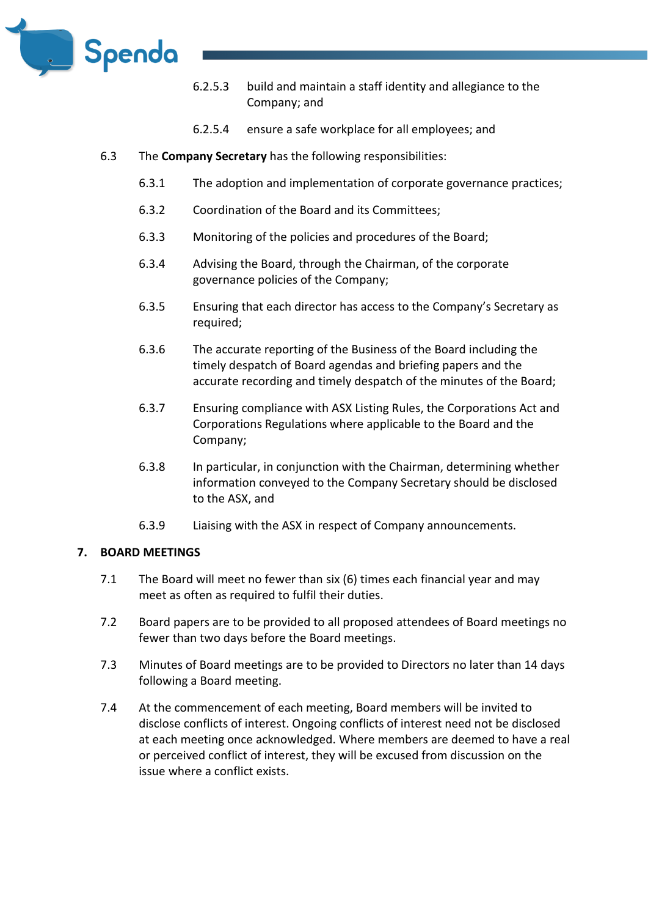6.2.5.3 build and maintain a staff identity and allegiance to the Company; and

6.2.5.4 ensure a safe workplace for all employees; and

6.3 The **Company Secretary** has the following responsibilities:

6.3.1 The adoption and implementation of corporate governance practices;

6.3.2 Coordination of the Board and its Committees;

6.3.3 Monitoring of the policies and procedures of the Board;

6.3.4 Advising the Board, through the Chairman, of the corporate governance policies of the Company;

6.3.5 Ensuring that each director has access to the Company's Secretary as required;

6.3.6 The accurate reporting of the Business of the Board including the timely despatch of Board agendas and briefing papers and the accurate recording and timely despatch of the minutes of the Board;

6.3.7 Ensuring compliance with ASX Listing Rules, the Corporations Act and Corporations Regulations where applicable to the Board and the Company;

6.3.8 In particular, in conjunction with the Chairman, determining whether information conveyed to the Company Secretary should be disclosed to the ASX, and

6.3.9 Liaising with the ASX in respect of Company announcements.

## 7. BOARD MEETINGS

7.1 The Board will meet no fewer than six (6) times each financial year and may meet as often as required to fulfil their duties.

7.2 Board papers are to be provided to all proposed attendees of Board meetings no fewer than two days before the Board meetings.

7.3 Minutes of Board meetings are to be provided to Directors no later than 14 days following a Board meeting.

7.4 At the commencement of each meeting, Board members will be invited to disclose conflicts of interest. Ongoing conflicts of interest need not be disclosed at each meeting once acknowledged. Where members are deemed to have a real or perceived conflict of interest, they will be excused from discussion on the issue where a conflict exists.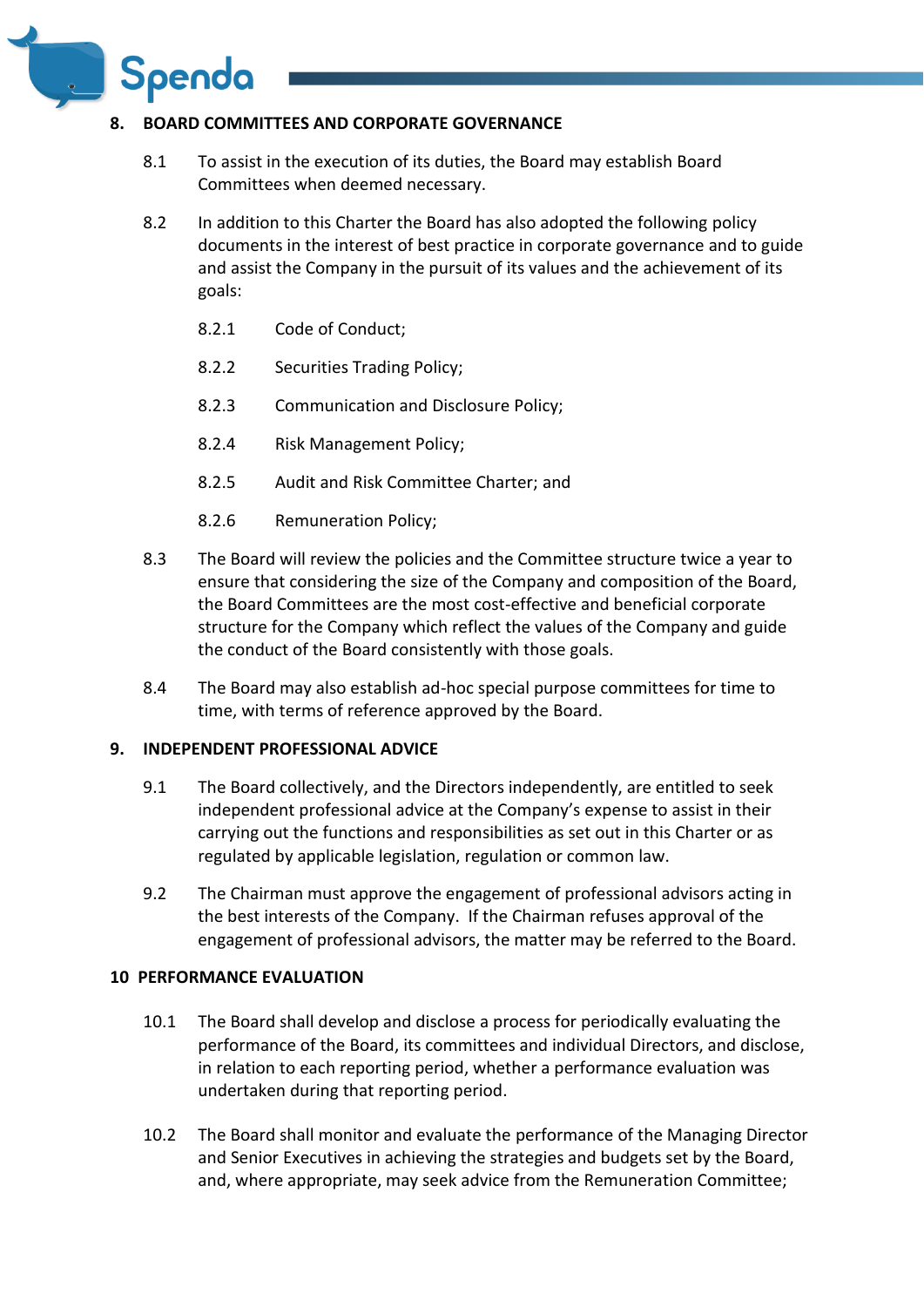## 8. BOARD COMMITTEES AND CORPORATE GOVERNANCE

8.1 To assist in the execution of its duties, the Board may establish Board Committees when deemed necessary.

8.2 In addition to this Charter the Board has also adopted the following policy documents in the interest of best practice in corporate governance and to guide and assist the Company in the pursuit of its values and the achievement of its goals:

8.2.1 Code of Conduct;

8.2.2 Securities Trading Policy;

8.2.3 Communication and Disclosure Policy;

8.2.4 Risk Management Policy;

8.2.5 Audit and Risk Committee Charter; and

8.2.6 Remuneration Policy;

8.3 The Board will review the policies and the Committee structure twice a year to ensure that considering the size of the Company and composition of the Board, the Board Committees are the most cost-effective and beneficial corporate structure for the Company which reflect the values of the Company and guide the conduct of the Board consistently with those goals.

8.4 The Board may also establish ad-hoc special purpose committees for time to time, with terms of reference approved by the Board.

## 9. INDEPENDENT PROFESSIONAL ADVICE

9.1 The Board collectively, and the Directors independently, are entitled to seek independent professional advice at the Company's expense to assist in their carrying out the functions and responsibilities as set out in this Charter or as regulated by applicable legislation, regulation or common law.

9.2 The Chairman must approve the engagement of professional advisors acting in the best interests of the Company. If the Chairman refuses approval of the engagement of professional advisors, the matter may be referred to the Board.

## 10 PERFORMANCE EVALUATION

10.1 The Board shall develop and disclose a process for periodically evaluating the performance of the Board, its committees and individual Directors, and disclose, in relation to each reporting period, whether a performance evaluation was undertaken during that reporting period.

10.2 The Board shall monitor and evaluate the performance of the Managing Director and Senior Executives in achieving the strategies and budgets set by the Board, and, where appropriate, may seek advice from the Remuneration Committee;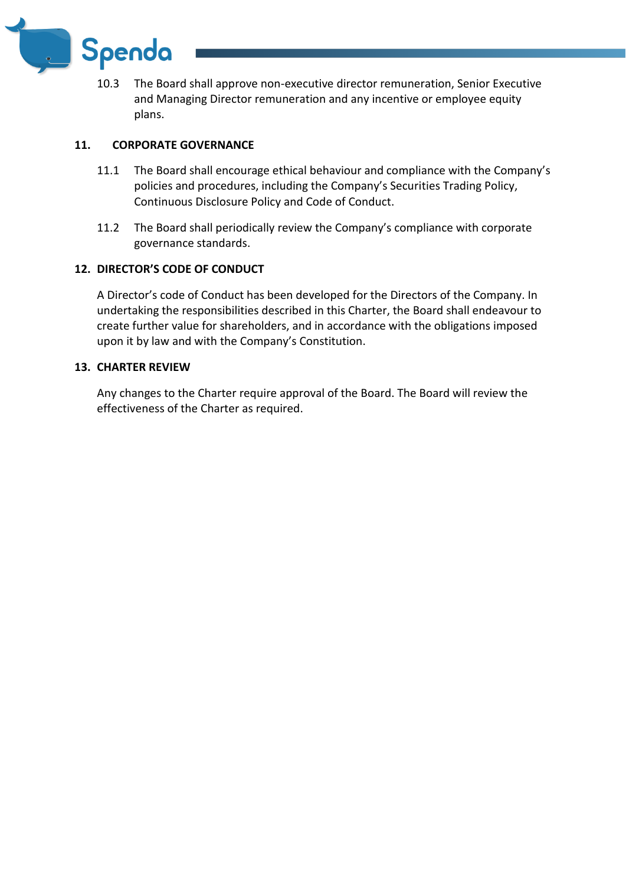10.3 The Board shall approve non-executive director remuneration, Senior Executive and Managing Director remuneration and any incentive or employee equity plans.

## 11. CORPORATE GOVERNANCE

11.1 The Board shall encourage ethical behaviour and compliance with the Company's policies and procedures, including the Company's Securities Trading Policy, Continuous Disclosure Policy and Code of Conduct.

11.2 The Board shall periodically review the Company's compliance with corporate governance standards.

## 12. DIRECTOR'S CODE OF CONDUCT

A Director's code of Conduct has been developed for the Directors of the Company. In undertaking the responsibilities described in this Charter, the Board shall endeavour to create further value for shareholders, and in accordance with the obligations imposed upon it by law and with the Company's Constitution.

## 13. CHARTER REVIEW

Any changes to the Charter require approval of the Board. The Board will review the effectiveness of the Charter as required.